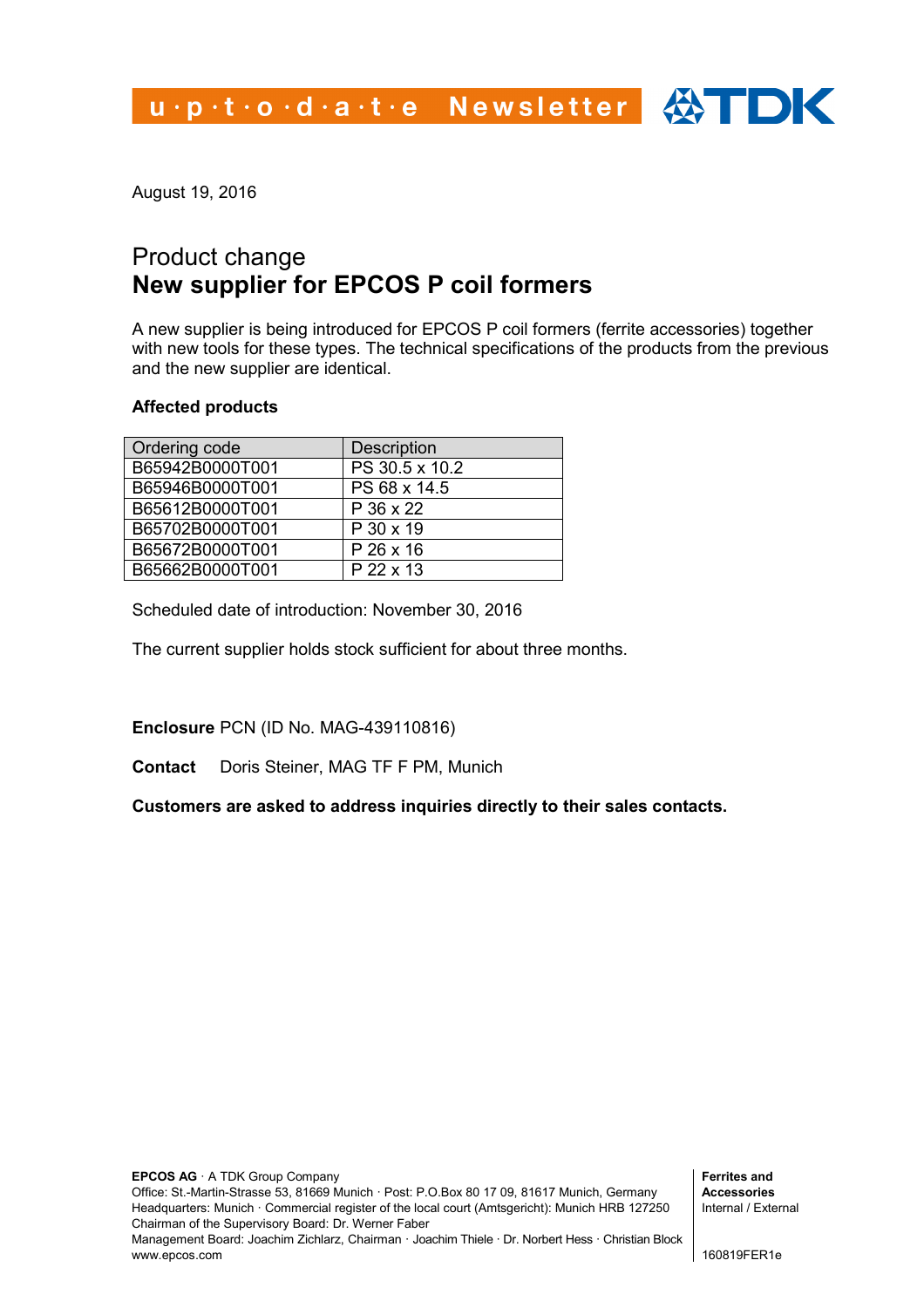u·p·t·o·d·a·t·e Newsletter

August 19, 2016

# Product change
# **New supplier for EPCOS P coil formers**

A new supplier is being introduced for EPCOS P coil formers (ferrite accessories) together with new tools for these types. The technical specifications of the products from the previous and the new supplier are identical.

**Affected products**

| Ordering code | Description |
|---|---|
| B65942B0000T001 | PS 30.5 x 10.2 |
| B65946B0000T001 | PS 68 x 14.5 |
| B65612B0000T001 | P 36 x 22 |
| B65702B0000T001 | P 30 x 19 |
| B65672B0000T001 | P 26 x 16 |
| B65662B0000T001 | P 22 x 13 |

Scheduled date of introduction: November 30, 2016

The current supplier holds stock sufficient for about three months.

**Enclosure** PCN (ID No. MAG-439110816)

**Contact** Doris Steiner, MAG TF F PM, Munich

**Customers are asked to address inquiries directly to their sales contacts.**

**EPCOS AG** · A TDK Group Company
Office: St.-Martin-Strasse 53, 81669 Munich · Post: P.O.Box 80 17 09, 81617 Munich, Germany
Headquarters: Munich · Commercial register of the local court (Amtsgericht): Munich HRB 127250
Chairman of the Supervisory Board: Dr. Werner Faber
Management Board: Joachim Zichlarz, Chairman · Joachim Thiele · Dr. Norbert Hess · Christian Block
www.epcos.com

**Ferrites and Accessories**
Internal / External

160819FER1e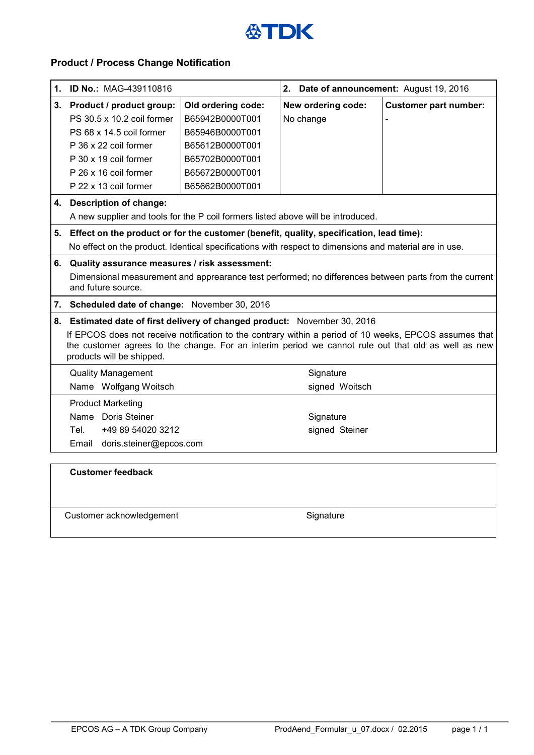TDK

## Product / Process Change Notification

| | | | |
|---|---|---|---|
| **1. ID No.:** MAG-439110816 | | **2. Date of announcement:** August 19, 2016 | |
| **3. Product / product group:** | **Old ordering code:** | **New ordering code:** | **Customer part number:** |
| PS 30.5 x 10.2 coil former | B65942B0000T001 | No change | - |
| PS 68 x 14.5 coil former | B65946B0000T001 | | |
| P 36 x 22 coil former | B65612B0000T001 | | |
| P 30 x 19 coil former | B65702B0000T001 | | |
| P 26 x 16 coil former | B65672B0000T001 | | |
| P 22 x 13 coil former | B65662B0000T001 | | |

**4. Description of change:**

A new supplier and tools for the P coil formers listed above will be introduced.

**5. Effect on the product or for the customer (benefit, quality, specification, lead time):**

No effect on the product. Identical specifications with respect to dimensions and material are in use.

**6. Quality assurance measures / risk assessment:**

Dimensional measurement and appearance test performed; no differences between parts from the current and future source.

**7. Scheduled date of change:** November 30, 2016

**8. Estimated date of first delivery of changed product:** November 30, 2016

If EPCOS does not receive notification to the contrary within a period of 10 weeks, EPCOS assumes that the customer agrees to the change. For an interim period we cannot rule out that old as well as new products will be shipped.

| | |
|---|---|
| Quality Management | Signature |
| Name Wolfgang Woitsch | signed Woitsch |

| | |
|---|---|
| Product Marketing | |
| Name Doris Steiner | Signature |
| Tel. +49 89 54020 3212 | signed Steiner |
| Email doris.steiner@epcos.com | |

**Customer feedback**

| | |
|---|---|
| Customer acknowledgement | Signature |

EPCOS AG – A TDK Group Company ProdAend_Formular_u_07.docx / 02.2015